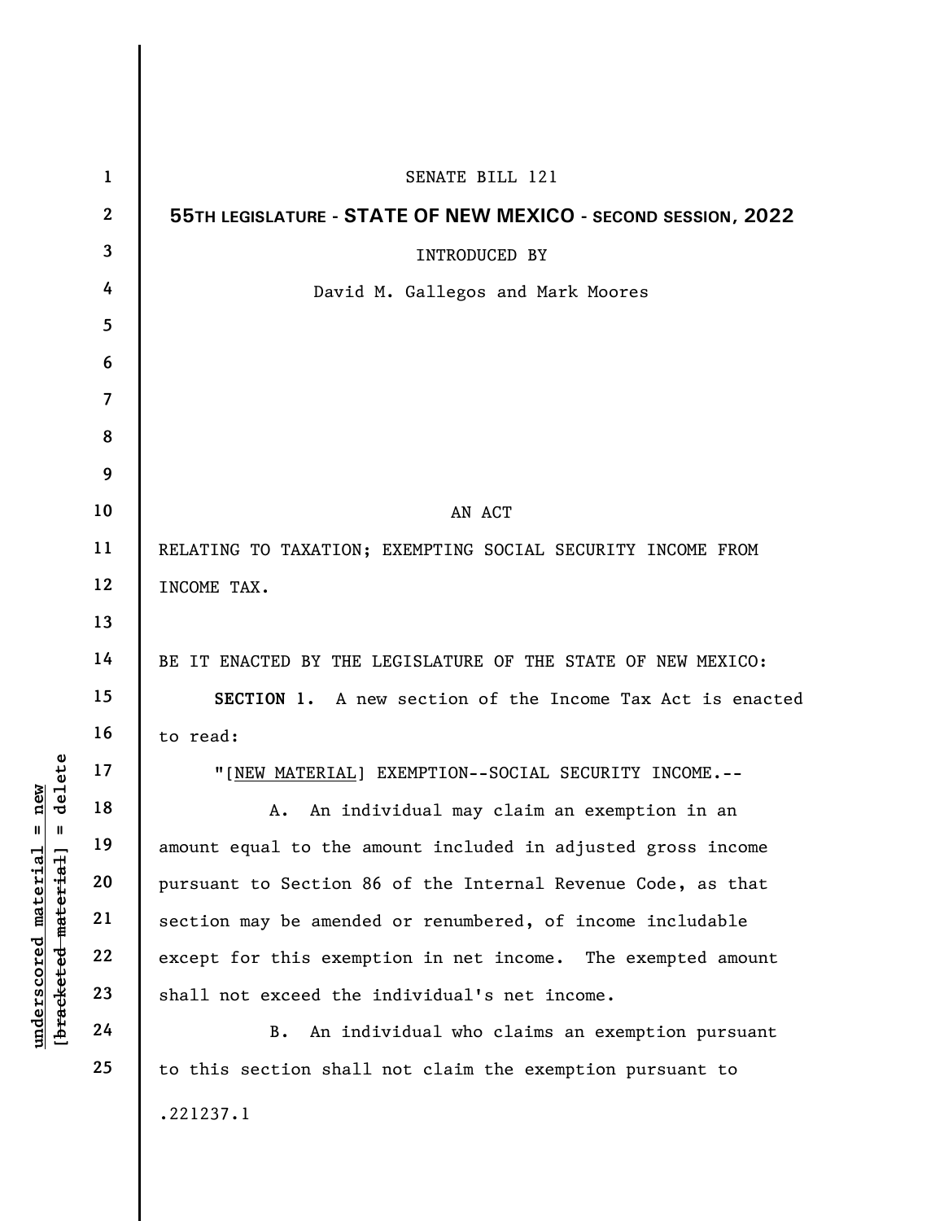SENATE BILL 121

**55TH LEGISLATURE - STATE OF NEW MEXICO - SECOND SESSION, 2022**

INTRODUCED BY

David M. Gallegos and Mark Moores

AN ACT

RELATING TO TAXATION; EXEMPTING SOCIAL SECURITY INCOME FROM INCOME TAX.

BE IT ENACTED BY THE LEGISLATURE OF THE STATE OF NEW MEXICO:

**SECTION 1.** A new section of the Income Tax Act is enacted to read:

"[NEW MATERIAL] EXEMPTION--SOCIAL SECURITY INCOME.--

A. An individual may claim an exemption in an amount equal to the amount included in adjusted gross income pursuant to Section 86 of the Internal Revenue Code, as that section may be amended or renumbered, of income includable except for this exemption in net income. The exempted amount shall not exceed the individual's net income.

B. An individual who claims an exemption pursuant to this section shall not claim the exemption pursuant to

.221237.1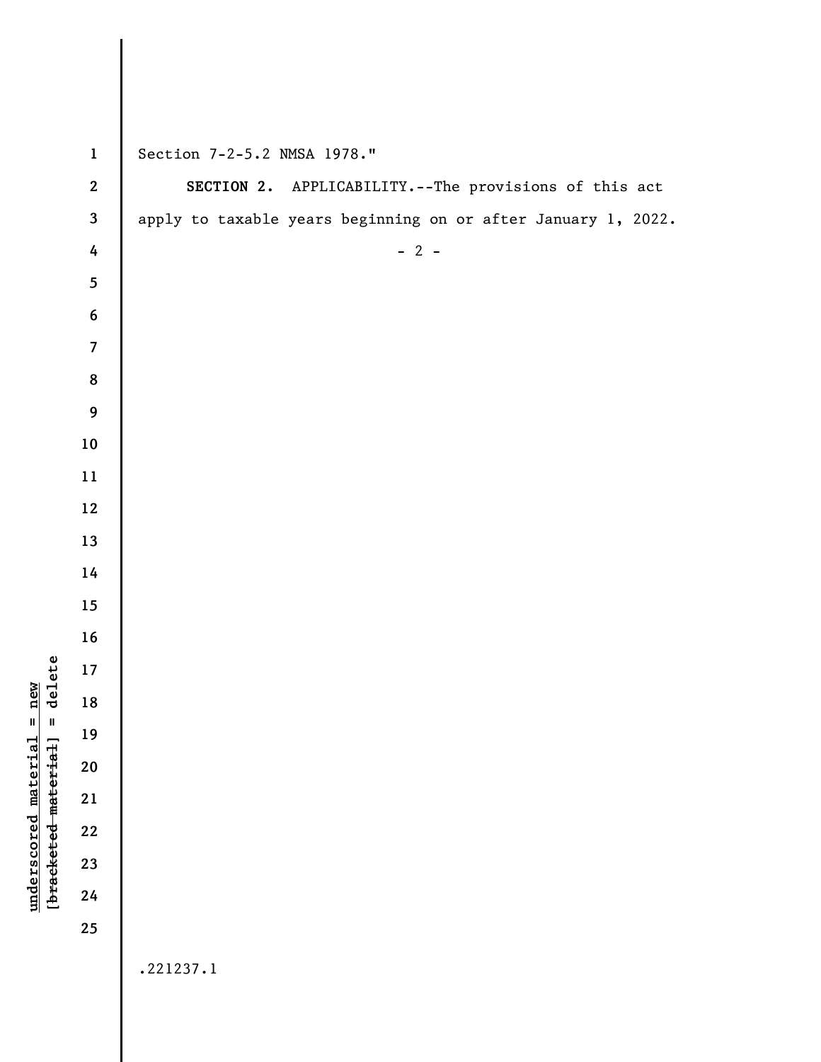Section 7-2-5.2 NMSA 1978."

**SECTION 2.** APPLICABILITY.--The provisions of this act apply to taxable years beginning on or after January 1, 2022.

.221237.1